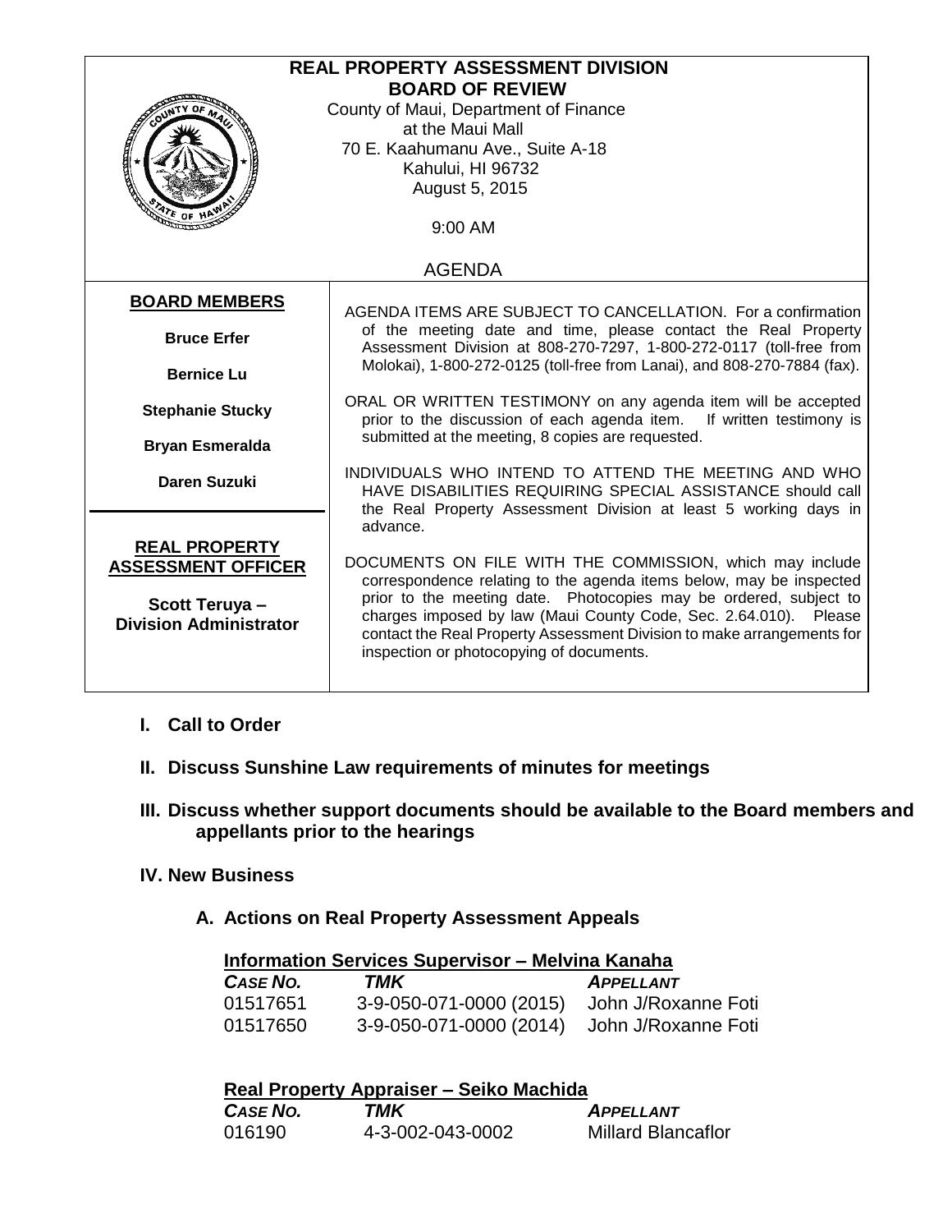# REAL PROPERTY ASSESSMENT DIVISION
## BOARD OF REVIEW

County of Maui, Department of Finance
at the Maui Mall
70 E. Kaahumanu Ave., Suite A-18
Kahului, HI 96732
August 5, 2015

9:00 AM

AGENDA

**BOARD MEMBERS**

**Bruce Erfer**

**Bernice Lu**

**Stephanie Stucky**

**Bryan Esmeralda**

**Daren Suzuki**

**REAL PROPERTY ASSESSMENT OFFICER**

**Scott Teruya – Division Administrator**

AGENDA ITEMS ARE SUBJECT TO CANCELLATION. For a confirmation of the meeting date and time, please contact the Real Property Assessment Division at 808-270-7297, 1-800-272-0117 (toll-free from Molokai), 1-800-272-0125 (toll-free from Lanai), and 808-270-7884 (fax).

ORAL OR WRITTEN TESTIMONY on any agenda item will be accepted prior to the discussion of each agenda item. If written testimony is submitted at the meeting, 8 copies are requested.

INDIVIDUALS WHO INTEND TO ATTEND THE MEETING AND WHO HAVE DISABILITIES REQUIRING SPECIAL ASSISTANCE should call the Real Property Assessment Division at least 5 working days in advance.

DOCUMENTS ON FILE WITH THE COMMISSION, which may include correspondence relating to the agenda items below, may be inspected prior to the meeting date. Photocopies may be ordered, subject to charges imposed by law (Maui County Code, Sec. 2.64.010). Please contact the Real Property Assessment Division to make arrangements for inspection or photocopying of documents.

### I. Call to Order

### II. Discuss Sunshine Law requirements of minutes for meetings

### III. Discuss whether support documents should be available to the Board members and appellants prior to the hearings

### IV. New Business

#### A. Actions on Real Property Assessment Appeals

**Information Services Supervisor – Melvina Kanaha**

| *CASE NO.* | *TMK* | *APPELLANT* |
|---|---|---|
| 01517651 | 3-9-050-071-0000 (2015) | John J/Roxanne Foti |
| 01517650 | 3-9-050-071-0000 (2014) | John J/Roxanne Foti |

**Real Property Appraiser – Seiko Machida**

| *CASE NO.* | *TMK* | *APPELLANT* |
|---|---|---|
| 016190 | 4-3-002-043-0002 | Millard Blancaflor |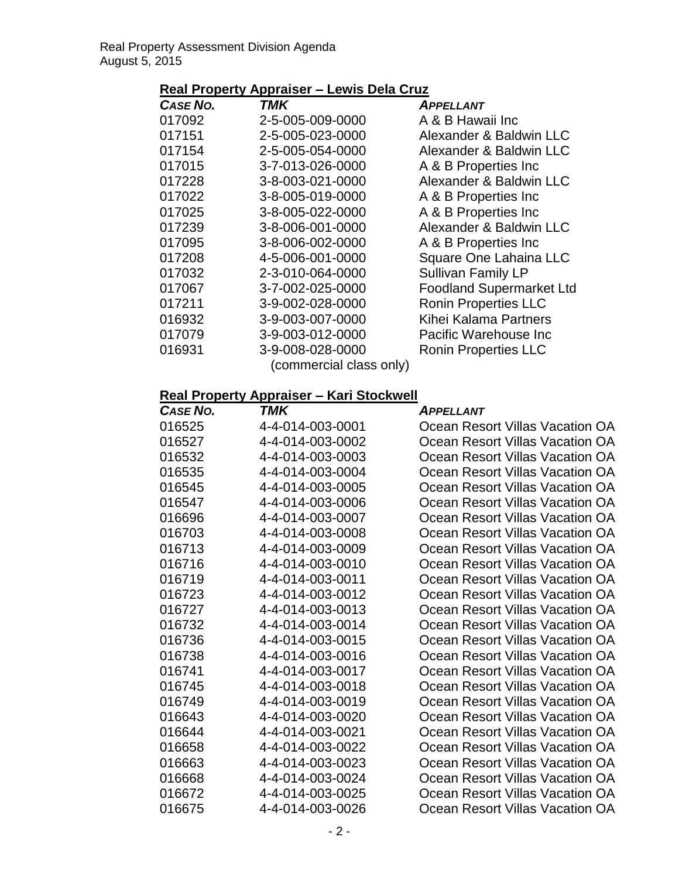**Real Property Appraiser – Lewis Dela Cruz**

| *CASE NO.* | *TMK* | *APPELLANT* |
|---|---|---|
| 017092 | 2-5-005-009-0000 | A & B Hawaii Inc |
| 017151 | 2-5-005-023-0000 | Alexander & Baldwin LLC |
| 017154 | 2-5-005-054-0000 | Alexander & Baldwin LLC |
| 017015 | 3-7-013-026-0000 | A & B Properties Inc |
| 017228 | 3-8-003-021-0000 | Alexander & Baldwin LLC |
| 017022 | 3-8-005-019-0000 | A & B Properties Inc |
| 017025 | 3-8-005-022-0000 | A & B Properties Inc |
| 017239 | 3-8-006-001-0000 | Alexander & Baldwin LLC |
| 017095 | 3-8-006-002-0000 | A & B Properties Inc |
| 017208 | 4-5-006-001-0000 | Square One Lahaina LLC |
| 017032 | 2-3-010-064-0000 | Sullivan Family LP |
| 017067 | 3-7-002-025-0000 | Foodland Supermarket Ltd |
| 017211 | 3-9-002-028-0000 | Ronin Properties LLC |
| 016932 | 3-9-003-007-0000 | Kihei Kalama Partners |
| 017079 | 3-9-003-012-0000 | Pacific Warehouse Inc |
| 016931 | 3-9-008-028-0000 (commercial class only) | Ronin Properties LLC |

**Real Property Appraiser – Kari Stockwell**

| *CASE NO.* | *TMK* | *APPELLANT* |
|---|---|---|
| 016525 | 4-4-014-003-0001 | Ocean Resort Villas Vacation OA |
| 016527 | 4-4-014-003-0002 | Ocean Resort Villas Vacation OA |
| 016532 | 4-4-014-003-0003 | Ocean Resort Villas Vacation OA |
| 016535 | 4-4-014-003-0004 | Ocean Resort Villas Vacation OA |
| 016545 | 4-4-014-003-0005 | Ocean Resort Villas Vacation OA |
| 016547 | 4-4-014-003-0006 | Ocean Resort Villas Vacation OA |
| 016696 | 4-4-014-003-0007 | Ocean Resort Villas Vacation OA |
| 016703 | 4-4-014-003-0008 | Ocean Resort Villas Vacation OA |
| 016713 | 4-4-014-003-0009 | Ocean Resort Villas Vacation OA |
| 016716 | 4-4-014-003-0010 | Ocean Resort Villas Vacation OA |
| 016719 | 4-4-014-003-0011 | Ocean Resort Villas Vacation OA |
| 016723 | 4-4-014-003-0012 | Ocean Resort Villas Vacation OA |
| 016727 | 4-4-014-003-0013 | Ocean Resort Villas Vacation OA |
| 016732 | 4-4-014-003-0014 | Ocean Resort Villas Vacation OA |
| 016736 | 4-4-014-003-0015 | Ocean Resort Villas Vacation OA |
| 016738 | 4-4-014-003-0016 | Ocean Resort Villas Vacation OA |
| 016741 | 4-4-014-003-0017 | Ocean Resort Villas Vacation OA |
| 016745 | 4-4-014-003-0018 | Ocean Resort Villas Vacation OA |
| 016749 | 4-4-014-003-0019 | Ocean Resort Villas Vacation OA |
| 016643 | 4-4-014-003-0020 | Ocean Resort Villas Vacation OA |
| 016644 | 4-4-014-003-0021 | Ocean Resort Villas Vacation OA |
| 016658 | 4-4-014-003-0022 | Ocean Resort Villas Vacation OA |
| 016663 | 4-4-014-003-0023 | Ocean Resort Villas Vacation OA |
| 016668 | 4-4-014-003-0024 | Ocean Resort Villas Vacation OA |
| 016672 | 4-4-014-003-0025 | Ocean Resort Villas Vacation OA |
| 016675 | 4-4-014-003-0026 | Ocean Resort Villas Vacation OA |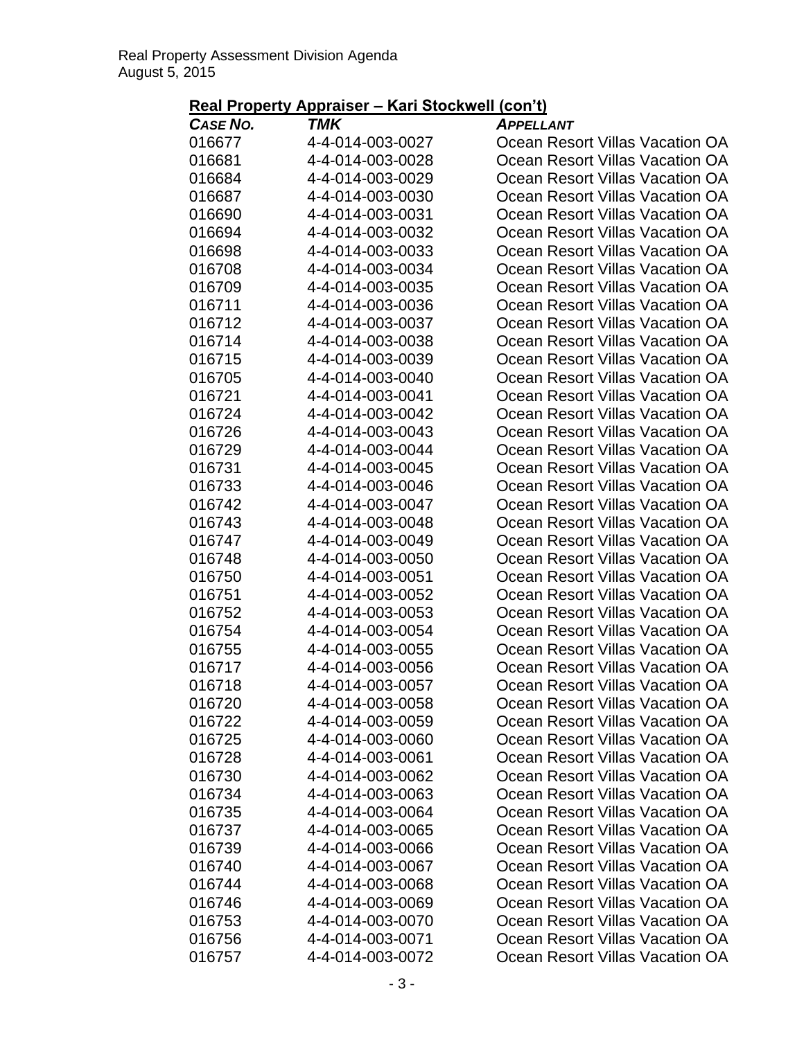## Real Property Appraiser – Kari Stockwell (con't)

| *CASE NO.* | *TMK* | *APPELLANT* |
|---|---|---|
| 016677 | 4-4-014-003-0027 | Ocean Resort Villas Vacation OA |
| 016681 | 4-4-014-003-0028 | Ocean Resort Villas Vacation OA |
| 016684 | 4-4-014-003-0029 | Ocean Resort Villas Vacation OA |
| 016687 | 4-4-014-003-0030 | Ocean Resort Villas Vacation OA |
| 016690 | 4-4-014-003-0031 | Ocean Resort Villas Vacation OA |
| 016694 | 4-4-014-003-0032 | Ocean Resort Villas Vacation OA |
| 016698 | 4-4-014-003-0033 | Ocean Resort Villas Vacation OA |
| 016708 | 4-4-014-003-0034 | Ocean Resort Villas Vacation OA |
| 016709 | 4-4-014-003-0035 | Ocean Resort Villas Vacation OA |
| 016711 | 4-4-014-003-0036 | Ocean Resort Villas Vacation OA |
| 016712 | 4-4-014-003-0037 | Ocean Resort Villas Vacation OA |
| 016714 | 4-4-014-003-0038 | Ocean Resort Villas Vacation OA |
| 016715 | 4-4-014-003-0039 | Ocean Resort Villas Vacation OA |
| 016705 | 4-4-014-003-0040 | Ocean Resort Villas Vacation OA |
| 016721 | 4-4-014-003-0041 | Ocean Resort Villas Vacation OA |
| 016724 | 4-4-014-003-0042 | Ocean Resort Villas Vacation OA |
| 016726 | 4-4-014-003-0043 | Ocean Resort Villas Vacation OA |
| 016729 | 4-4-014-003-0044 | Ocean Resort Villas Vacation OA |
| 016731 | 4-4-014-003-0045 | Ocean Resort Villas Vacation OA |
| 016733 | 4-4-014-003-0046 | Ocean Resort Villas Vacation OA |
| 016742 | 4-4-014-003-0047 | Ocean Resort Villas Vacation OA |
| 016743 | 4-4-014-003-0048 | Ocean Resort Villas Vacation OA |
| 016747 | 4-4-014-003-0049 | Ocean Resort Villas Vacation OA |
| 016748 | 4-4-014-003-0050 | Ocean Resort Villas Vacation OA |
| 016750 | 4-4-014-003-0051 | Ocean Resort Villas Vacation OA |
| 016751 | 4-4-014-003-0052 | Ocean Resort Villas Vacation OA |
| 016752 | 4-4-014-003-0053 | Ocean Resort Villas Vacation OA |
| 016754 | 4-4-014-003-0054 | Ocean Resort Villas Vacation OA |
| 016755 | 4-4-014-003-0055 | Ocean Resort Villas Vacation OA |
| 016717 | 4-4-014-003-0056 | Ocean Resort Villas Vacation OA |
| 016718 | 4-4-014-003-0057 | Ocean Resort Villas Vacation OA |
| 016720 | 4-4-014-003-0058 | Ocean Resort Villas Vacation OA |
| 016722 | 4-4-014-003-0059 | Ocean Resort Villas Vacation OA |
| 016725 | 4-4-014-003-0060 | Ocean Resort Villas Vacation OA |
| 016728 | 4-4-014-003-0061 | Ocean Resort Villas Vacation OA |
| 016730 | 4-4-014-003-0062 | Ocean Resort Villas Vacation OA |
| 016734 | 4-4-014-003-0063 | Ocean Resort Villas Vacation OA |
| 016735 | 4-4-014-003-0064 | Ocean Resort Villas Vacation OA |
| 016737 | 4-4-014-003-0065 | Ocean Resort Villas Vacation OA |
| 016739 | 4-4-014-003-0066 | Ocean Resort Villas Vacation OA |
| 016740 | 4-4-014-003-0067 | Ocean Resort Villas Vacation OA |
| 016744 | 4-4-014-003-0068 | Ocean Resort Villas Vacation OA |
| 016746 | 4-4-014-003-0069 | Ocean Resort Villas Vacation OA |
| 016753 | 4-4-014-003-0070 | Ocean Resort Villas Vacation OA |
| 016756 | 4-4-014-003-0071 | Ocean Resort Villas Vacation OA |
| 016757 | 4-4-014-003-0072 | Ocean Resort Villas Vacation OA |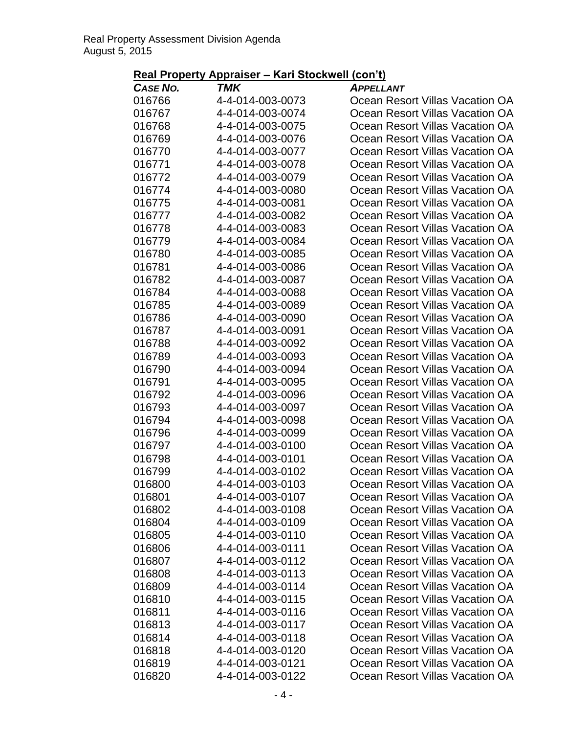## Real Property Appraiser – Kari Stockwell (con't)

| *CASE NO.* | *TMK* | *APPELLANT* |
|---|---|---|
| 016766 | 4-4-014-003-0073 | Ocean Resort Villas Vacation OA |
| 016767 | 4-4-014-003-0074 | Ocean Resort Villas Vacation OA |
| 016768 | 4-4-014-003-0075 | Ocean Resort Villas Vacation OA |
| 016769 | 4-4-014-003-0076 | Ocean Resort Villas Vacation OA |
| 016770 | 4-4-014-003-0077 | Ocean Resort Villas Vacation OA |
| 016771 | 4-4-014-003-0078 | Ocean Resort Villas Vacation OA |
| 016772 | 4-4-014-003-0079 | Ocean Resort Villas Vacation OA |
| 016774 | 4-4-014-003-0080 | Ocean Resort Villas Vacation OA |
| 016775 | 4-4-014-003-0081 | Ocean Resort Villas Vacation OA |
| 016777 | 4-4-014-003-0082 | Ocean Resort Villas Vacation OA |
| 016778 | 4-4-014-003-0083 | Ocean Resort Villas Vacation OA |
| 016779 | 4-4-014-003-0084 | Ocean Resort Villas Vacation OA |
| 016780 | 4-4-014-003-0085 | Ocean Resort Villas Vacation OA |
| 016781 | 4-4-014-003-0086 | Ocean Resort Villas Vacation OA |
| 016782 | 4-4-014-003-0087 | Ocean Resort Villas Vacation OA |
| 016784 | 4-4-014-003-0088 | Ocean Resort Villas Vacation OA |
| 016785 | 4-4-014-003-0089 | Ocean Resort Villas Vacation OA |
| 016786 | 4-4-014-003-0090 | Ocean Resort Villas Vacation OA |
| 016787 | 4-4-014-003-0091 | Ocean Resort Villas Vacation OA |
| 016788 | 4-4-014-003-0092 | Ocean Resort Villas Vacation OA |
| 016789 | 4-4-014-003-0093 | Ocean Resort Villas Vacation OA |
| 016790 | 4-4-014-003-0094 | Ocean Resort Villas Vacation OA |
| 016791 | 4-4-014-003-0095 | Ocean Resort Villas Vacation OA |
| 016792 | 4-4-014-003-0096 | Ocean Resort Villas Vacation OA |
| 016793 | 4-4-014-003-0097 | Ocean Resort Villas Vacation OA |
| 016794 | 4-4-014-003-0098 | Ocean Resort Villas Vacation OA |
| 016796 | 4-4-014-003-0099 | Ocean Resort Villas Vacation OA |
| 016797 | 4-4-014-003-0100 | Ocean Resort Villas Vacation OA |
| 016798 | 4-4-014-003-0101 | Ocean Resort Villas Vacation OA |
| 016799 | 4-4-014-003-0102 | Ocean Resort Villas Vacation OA |
| 016800 | 4-4-014-003-0103 | Ocean Resort Villas Vacation OA |
| 016801 | 4-4-014-003-0107 | Ocean Resort Villas Vacation OA |
| 016802 | 4-4-014-003-0108 | Ocean Resort Villas Vacation OA |
| 016804 | 4-4-014-003-0109 | Ocean Resort Villas Vacation OA |
| 016805 | 4-4-014-003-0110 | Ocean Resort Villas Vacation OA |
| 016806 | 4-4-014-003-0111 | Ocean Resort Villas Vacation OA |
| 016807 | 4-4-014-003-0112 | Ocean Resort Villas Vacation OA |
| 016808 | 4-4-014-003-0113 | Ocean Resort Villas Vacation OA |
| 016809 | 4-4-014-003-0114 | Ocean Resort Villas Vacation OA |
| 016810 | 4-4-014-003-0115 | Ocean Resort Villas Vacation OA |
| 016811 | 4-4-014-003-0116 | Ocean Resort Villas Vacation OA |
| 016813 | 4-4-014-003-0117 | Ocean Resort Villas Vacation OA |
| 016814 | 4-4-014-003-0118 | Ocean Resort Villas Vacation OA |
| 016818 | 4-4-014-003-0120 | Ocean Resort Villas Vacation OA |
| 016819 | 4-4-014-003-0121 | Ocean Resort Villas Vacation OA |
| 016820 | 4-4-014-003-0122 | Ocean Resort Villas Vacation OA |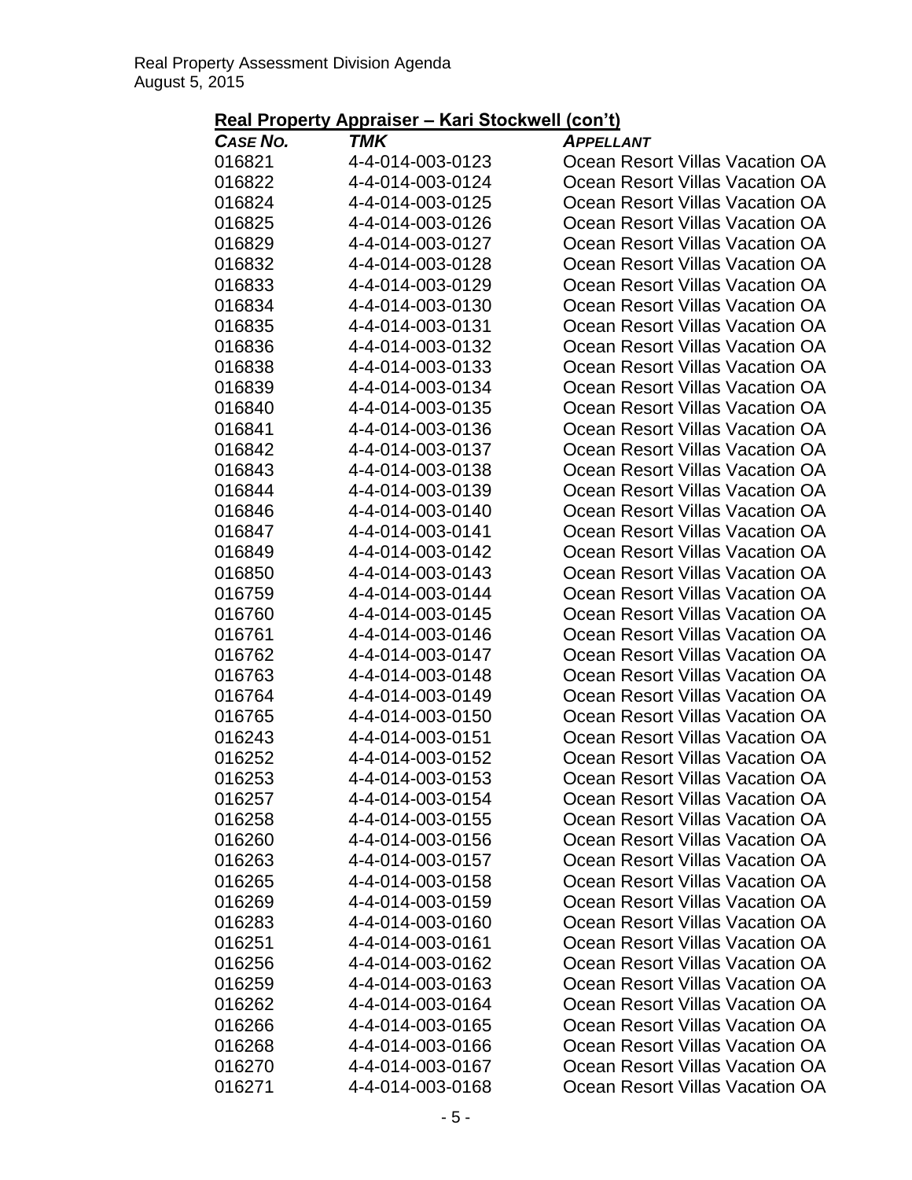## Real Property Appraiser – Kari Stockwell (con't)

| *CASE NO.* | *TMK* | *APPELLANT* |
|---|---|---|
| 016821 | 4-4-014-003-0123 | Ocean Resort Villas Vacation OA |
| 016822 | 4-4-014-003-0124 | Ocean Resort Villas Vacation OA |
| 016824 | 4-4-014-003-0125 | Ocean Resort Villas Vacation OA |
| 016825 | 4-4-014-003-0126 | Ocean Resort Villas Vacation OA |
| 016829 | 4-4-014-003-0127 | Ocean Resort Villas Vacation OA |
| 016832 | 4-4-014-003-0128 | Ocean Resort Villas Vacation OA |
| 016833 | 4-4-014-003-0129 | Ocean Resort Villas Vacation OA |
| 016834 | 4-4-014-003-0130 | Ocean Resort Villas Vacation OA |
| 016835 | 4-4-014-003-0131 | Ocean Resort Villas Vacation OA |
| 016836 | 4-4-014-003-0132 | Ocean Resort Villas Vacation OA |
| 016838 | 4-4-014-003-0133 | Ocean Resort Villas Vacation OA |
| 016839 | 4-4-014-003-0134 | Ocean Resort Villas Vacation OA |
| 016840 | 4-4-014-003-0135 | Ocean Resort Villas Vacation OA |
| 016841 | 4-4-014-003-0136 | Ocean Resort Villas Vacation OA |
| 016842 | 4-4-014-003-0137 | Ocean Resort Villas Vacation OA |
| 016843 | 4-4-014-003-0138 | Ocean Resort Villas Vacation OA |
| 016844 | 4-4-014-003-0139 | Ocean Resort Villas Vacation OA |
| 016846 | 4-4-014-003-0140 | Ocean Resort Villas Vacation OA |
| 016847 | 4-4-014-003-0141 | Ocean Resort Villas Vacation OA |
| 016849 | 4-4-014-003-0142 | Ocean Resort Villas Vacation OA |
| 016850 | 4-4-014-003-0143 | Ocean Resort Villas Vacation OA |
| 016759 | 4-4-014-003-0144 | Ocean Resort Villas Vacation OA |
| 016760 | 4-4-014-003-0145 | Ocean Resort Villas Vacation OA |
| 016761 | 4-4-014-003-0146 | Ocean Resort Villas Vacation OA |
| 016762 | 4-4-014-003-0147 | Ocean Resort Villas Vacation OA |
| 016763 | 4-4-014-003-0148 | Ocean Resort Villas Vacation OA |
| 016764 | 4-4-014-003-0149 | Ocean Resort Villas Vacation OA |
| 016765 | 4-4-014-003-0150 | Ocean Resort Villas Vacation OA |
| 016243 | 4-4-014-003-0151 | Ocean Resort Villas Vacation OA |
| 016252 | 4-4-014-003-0152 | Ocean Resort Villas Vacation OA |
| 016253 | 4-4-014-003-0153 | Ocean Resort Villas Vacation OA |
| 016257 | 4-4-014-003-0154 | Ocean Resort Villas Vacation OA |
| 016258 | 4-4-014-003-0155 | Ocean Resort Villas Vacation OA |
| 016260 | 4-4-014-003-0156 | Ocean Resort Villas Vacation OA |
| 016263 | 4-4-014-003-0157 | Ocean Resort Villas Vacation OA |
| 016265 | 4-4-014-003-0158 | Ocean Resort Villas Vacation OA |
| 016269 | 4-4-014-003-0159 | Ocean Resort Villas Vacation OA |
| 016283 | 4-4-014-003-0160 | Ocean Resort Villas Vacation OA |
| 016251 | 4-4-014-003-0161 | Ocean Resort Villas Vacation OA |
| 016256 | 4-4-014-003-0162 | Ocean Resort Villas Vacation OA |
| 016259 | 4-4-014-003-0163 | Ocean Resort Villas Vacation OA |
| 016262 | 4-4-014-003-0164 | Ocean Resort Villas Vacation OA |
| 016266 | 4-4-014-003-0165 | Ocean Resort Villas Vacation OA |
| 016268 | 4-4-014-003-0166 | Ocean Resort Villas Vacation OA |
| 016270 | 4-4-014-003-0167 | Ocean Resort Villas Vacation OA |
| 016271 | 4-4-014-003-0168 | Ocean Resort Villas Vacation OA |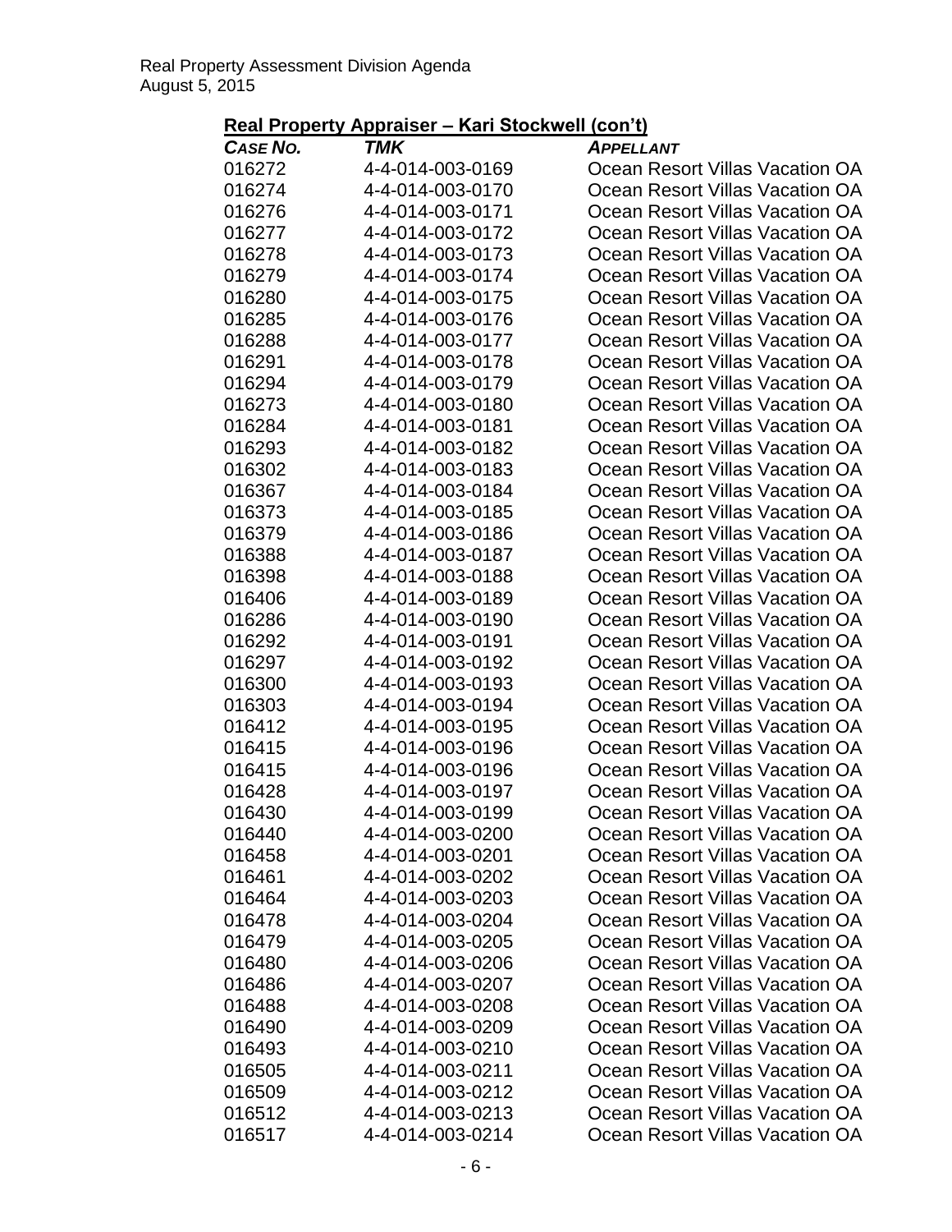## Real Property Appraiser – Kari Stockwell (con't)

| *CASE NO.* | *TMK* | *APPELLANT* |
|---|---|---|
| 016272 | 4-4-014-003-0169 | Ocean Resort Villas Vacation OA |
| 016274 | 4-4-014-003-0170 | Ocean Resort Villas Vacation OA |
| 016276 | 4-4-014-003-0171 | Ocean Resort Villas Vacation OA |
| 016277 | 4-4-014-003-0172 | Ocean Resort Villas Vacation OA |
| 016278 | 4-4-014-003-0173 | Ocean Resort Villas Vacation OA |
| 016279 | 4-4-014-003-0174 | Ocean Resort Villas Vacation OA |
| 016280 | 4-4-014-003-0175 | Ocean Resort Villas Vacation OA |
| 016285 | 4-4-014-003-0176 | Ocean Resort Villas Vacation OA |
| 016288 | 4-4-014-003-0177 | Ocean Resort Villas Vacation OA |
| 016291 | 4-4-014-003-0178 | Ocean Resort Villas Vacation OA |
| 016294 | 4-4-014-003-0179 | Ocean Resort Villas Vacation OA |
| 016273 | 4-4-014-003-0180 | Ocean Resort Villas Vacation OA |
| 016284 | 4-4-014-003-0181 | Ocean Resort Villas Vacation OA |
| 016293 | 4-4-014-003-0182 | Ocean Resort Villas Vacation OA |
| 016302 | 4-4-014-003-0183 | Ocean Resort Villas Vacation OA |
| 016367 | 4-4-014-003-0184 | Ocean Resort Villas Vacation OA |
| 016373 | 4-4-014-003-0185 | Ocean Resort Villas Vacation OA |
| 016379 | 4-4-014-003-0186 | Ocean Resort Villas Vacation OA |
| 016388 | 4-4-014-003-0187 | Ocean Resort Villas Vacation OA |
| 016398 | 4-4-014-003-0188 | Ocean Resort Villas Vacation OA |
| 016406 | 4-4-014-003-0189 | Ocean Resort Villas Vacation OA |
| 016286 | 4-4-014-003-0190 | Ocean Resort Villas Vacation OA |
| 016292 | 4-4-014-003-0191 | Ocean Resort Villas Vacation OA |
| 016297 | 4-4-014-003-0192 | Ocean Resort Villas Vacation OA |
| 016300 | 4-4-014-003-0193 | Ocean Resort Villas Vacation OA |
| 016303 | 4-4-014-003-0194 | Ocean Resort Villas Vacation OA |
| 016412 | 4-4-014-003-0195 | Ocean Resort Villas Vacation OA |
| 016415 | 4-4-014-003-0196 | Ocean Resort Villas Vacation OA |
| 016415 | 4-4-014-003-0196 | Ocean Resort Villas Vacation OA |
| 016428 | 4-4-014-003-0197 | Ocean Resort Villas Vacation OA |
| 016430 | 4-4-014-003-0199 | Ocean Resort Villas Vacation OA |
| 016440 | 4-4-014-003-0200 | Ocean Resort Villas Vacation OA |
| 016458 | 4-4-014-003-0201 | Ocean Resort Villas Vacation OA |
| 016461 | 4-4-014-003-0202 | Ocean Resort Villas Vacation OA |
| 016464 | 4-4-014-003-0203 | Ocean Resort Villas Vacation OA |
| 016478 | 4-4-014-003-0204 | Ocean Resort Villas Vacation OA |
| 016479 | 4-4-014-003-0205 | Ocean Resort Villas Vacation OA |
| 016480 | 4-4-014-003-0206 | Ocean Resort Villas Vacation OA |
| 016486 | 4-4-014-003-0207 | Ocean Resort Villas Vacation OA |
| 016488 | 4-4-014-003-0208 | Ocean Resort Villas Vacation OA |
| 016490 | 4-4-014-003-0209 | Ocean Resort Villas Vacation OA |
| 016493 | 4-4-014-003-0210 | Ocean Resort Villas Vacation OA |
| 016505 | 4-4-014-003-0211 | Ocean Resort Villas Vacation OA |
| 016509 | 4-4-014-003-0212 | Ocean Resort Villas Vacation OA |
| 016512 | 4-4-014-003-0213 | Ocean Resort Villas Vacation OA |
| 016517 | 4-4-014-003-0214 | Ocean Resort Villas Vacation OA |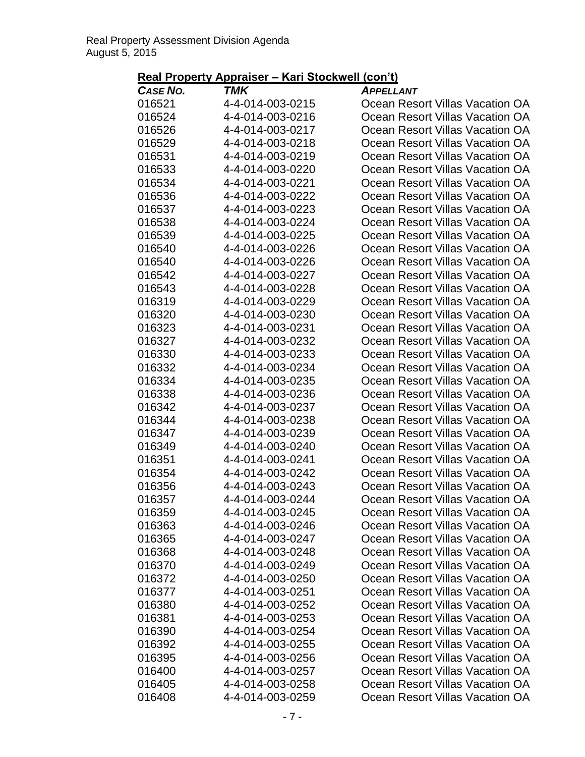## Real Property Appraiser – Kari Stockwell (con't)

| *CASE NO.* | *TMK* | *APPELLANT* |
|---|---|---|
| 016521 | 4-4-014-003-0215 | Ocean Resort Villas Vacation OA |
| 016524 | 4-4-014-003-0216 | Ocean Resort Villas Vacation OA |
| 016526 | 4-4-014-003-0217 | Ocean Resort Villas Vacation OA |
| 016529 | 4-4-014-003-0218 | Ocean Resort Villas Vacation OA |
| 016531 | 4-4-014-003-0219 | Ocean Resort Villas Vacation OA |
| 016533 | 4-4-014-003-0220 | Ocean Resort Villas Vacation OA |
| 016534 | 4-4-014-003-0221 | Ocean Resort Villas Vacation OA |
| 016536 | 4-4-014-003-0222 | Ocean Resort Villas Vacation OA |
| 016537 | 4-4-014-003-0223 | Ocean Resort Villas Vacation OA |
| 016538 | 4-4-014-003-0224 | Ocean Resort Villas Vacation OA |
| 016539 | 4-4-014-003-0225 | Ocean Resort Villas Vacation OA |
| 016540 | 4-4-014-003-0226 | Ocean Resort Villas Vacation OA |
| 016540 | 4-4-014-003-0226 | Ocean Resort Villas Vacation OA |
| 016542 | 4-4-014-003-0227 | Ocean Resort Villas Vacation OA |
| 016543 | 4-4-014-003-0228 | Ocean Resort Villas Vacation OA |
| 016319 | 4-4-014-003-0229 | Ocean Resort Villas Vacation OA |
| 016320 | 4-4-014-003-0230 | Ocean Resort Villas Vacation OA |
| 016323 | 4-4-014-003-0231 | Ocean Resort Villas Vacation OA |
| 016327 | 4-4-014-003-0232 | Ocean Resort Villas Vacation OA |
| 016330 | 4-4-014-003-0233 | Ocean Resort Villas Vacation OA |
| 016332 | 4-4-014-003-0234 | Ocean Resort Villas Vacation OA |
| 016334 | 4-4-014-003-0235 | Ocean Resort Villas Vacation OA |
| 016338 | 4-4-014-003-0236 | Ocean Resort Villas Vacation OA |
| 016342 | 4-4-014-003-0237 | Ocean Resort Villas Vacation OA |
| 016344 | 4-4-014-003-0238 | Ocean Resort Villas Vacation OA |
| 016347 | 4-4-014-003-0239 | Ocean Resort Villas Vacation OA |
| 016349 | 4-4-014-003-0240 | Ocean Resort Villas Vacation OA |
| 016351 | 4-4-014-003-0241 | Ocean Resort Villas Vacation OA |
| 016354 | 4-4-014-003-0242 | Ocean Resort Villas Vacation OA |
| 016356 | 4-4-014-003-0243 | Ocean Resort Villas Vacation OA |
| 016357 | 4-4-014-003-0244 | Ocean Resort Villas Vacation OA |
| 016359 | 4-4-014-003-0245 | Ocean Resort Villas Vacation OA |
| 016363 | 4-4-014-003-0246 | Ocean Resort Villas Vacation OA |
| 016365 | 4-4-014-003-0247 | Ocean Resort Villas Vacation OA |
| 016368 | 4-4-014-003-0248 | Ocean Resort Villas Vacation OA |
| 016370 | 4-4-014-003-0249 | Ocean Resort Villas Vacation OA |
| 016372 | 4-4-014-003-0250 | Ocean Resort Villas Vacation OA |
| 016377 | 4-4-014-003-0251 | Ocean Resort Villas Vacation OA |
| 016380 | 4-4-014-003-0252 | Ocean Resort Villas Vacation OA |
| 016381 | 4-4-014-003-0253 | Ocean Resort Villas Vacation OA |
| 016390 | 4-4-014-003-0254 | Ocean Resort Villas Vacation OA |
| 016392 | 4-4-014-003-0255 | Ocean Resort Villas Vacation OA |
| 016395 | 4-4-014-003-0256 | Ocean Resort Villas Vacation OA |
| 016400 | 4-4-014-003-0257 | Ocean Resort Villas Vacation OA |
| 016405 | 4-4-014-003-0258 | Ocean Resort Villas Vacation OA |
| 016408 | 4-4-014-003-0259 | Ocean Resort Villas Vacation OA |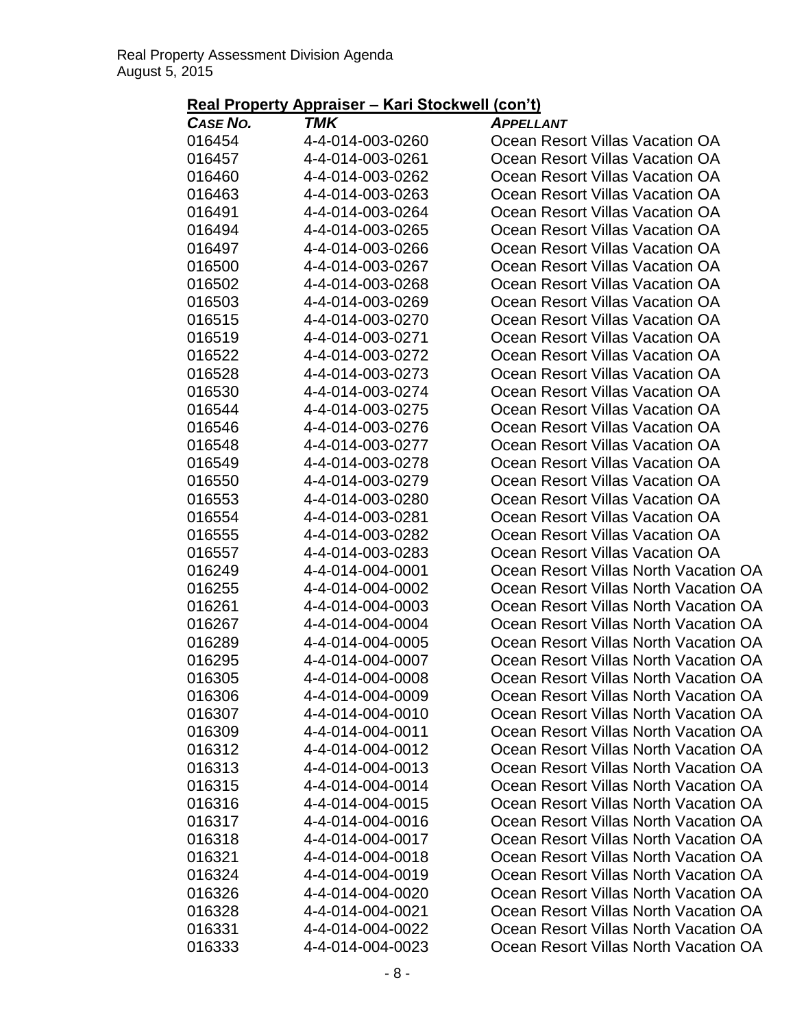## Real Property Appraiser – Kari Stockwell (con't)

| *Case No.* | *TMK* | *Appellant* |
|---|---|---|
| 016454 | 4-4-014-003-0260 | Ocean Resort Villas Vacation OA |
| 016457 | 4-4-014-003-0261 | Ocean Resort Villas Vacation OA |
| 016460 | 4-4-014-003-0262 | Ocean Resort Villas Vacation OA |
| 016463 | 4-4-014-003-0263 | Ocean Resort Villas Vacation OA |
| 016491 | 4-4-014-003-0264 | Ocean Resort Villas Vacation OA |
| 016494 | 4-4-014-003-0265 | Ocean Resort Villas Vacation OA |
| 016497 | 4-4-014-003-0266 | Ocean Resort Villas Vacation OA |
| 016500 | 4-4-014-003-0267 | Ocean Resort Villas Vacation OA |
| 016502 | 4-4-014-003-0268 | Ocean Resort Villas Vacation OA |
| 016503 | 4-4-014-003-0269 | Ocean Resort Villas Vacation OA |
| 016515 | 4-4-014-003-0270 | Ocean Resort Villas Vacation OA |
| 016519 | 4-4-014-003-0271 | Ocean Resort Villas Vacation OA |
| 016522 | 4-4-014-003-0272 | Ocean Resort Villas Vacation OA |
| 016528 | 4-4-014-003-0273 | Ocean Resort Villas Vacation OA |
| 016530 | 4-4-014-003-0274 | Ocean Resort Villas Vacation OA |
| 016544 | 4-4-014-003-0275 | Ocean Resort Villas Vacation OA |
| 016546 | 4-4-014-003-0276 | Ocean Resort Villas Vacation OA |
| 016548 | 4-4-014-003-0277 | Ocean Resort Villas Vacation OA |
| 016549 | 4-4-014-003-0278 | Ocean Resort Villas Vacation OA |
| 016550 | 4-4-014-003-0279 | Ocean Resort Villas Vacation OA |
| 016553 | 4-4-014-003-0280 | Ocean Resort Villas Vacation OA |
| 016554 | 4-4-014-003-0281 | Ocean Resort Villas Vacation OA |
| 016555 | 4-4-014-003-0282 | Ocean Resort Villas Vacation OA |
| 016557 | 4-4-014-003-0283 | Ocean Resort Villas Vacation OA |
| 016249 | 4-4-014-004-0001 | Ocean Resort Villas North Vacation OA |
| 016255 | 4-4-014-004-0002 | Ocean Resort Villas North Vacation OA |
| 016261 | 4-4-014-004-0003 | Ocean Resort Villas North Vacation OA |
| 016267 | 4-4-014-004-0004 | Ocean Resort Villas North Vacation OA |
| 016289 | 4-4-014-004-0005 | Ocean Resort Villas North Vacation OA |
| 016295 | 4-4-014-004-0007 | Ocean Resort Villas North Vacation OA |
| 016305 | 4-4-014-004-0008 | Ocean Resort Villas North Vacation OA |
| 016306 | 4-4-014-004-0009 | Ocean Resort Villas North Vacation OA |
| 016307 | 4-4-014-004-0010 | Ocean Resort Villas North Vacation OA |
| 016309 | 4-4-014-004-0011 | Ocean Resort Villas North Vacation OA |
| 016312 | 4-4-014-004-0012 | Ocean Resort Villas North Vacation OA |
| 016313 | 4-4-014-004-0013 | Ocean Resort Villas North Vacation OA |
| 016315 | 4-4-014-004-0014 | Ocean Resort Villas North Vacation OA |
| 016316 | 4-4-014-004-0015 | Ocean Resort Villas North Vacation OA |
| 016317 | 4-4-014-004-0016 | Ocean Resort Villas North Vacation OA |
| 016318 | 4-4-014-004-0017 | Ocean Resort Villas North Vacation OA |
| 016321 | 4-4-014-004-0018 | Ocean Resort Villas North Vacation OA |
| 016324 | 4-4-014-004-0019 | Ocean Resort Villas North Vacation OA |
| 016326 | 4-4-014-004-0020 | Ocean Resort Villas North Vacation OA |
| 016328 | 4-4-014-004-0021 | Ocean Resort Villas North Vacation OA |
| 016331 | 4-4-014-004-0022 | Ocean Resort Villas North Vacation OA |
| 016333 | 4-4-014-004-0023 | Ocean Resort Villas North Vacation OA |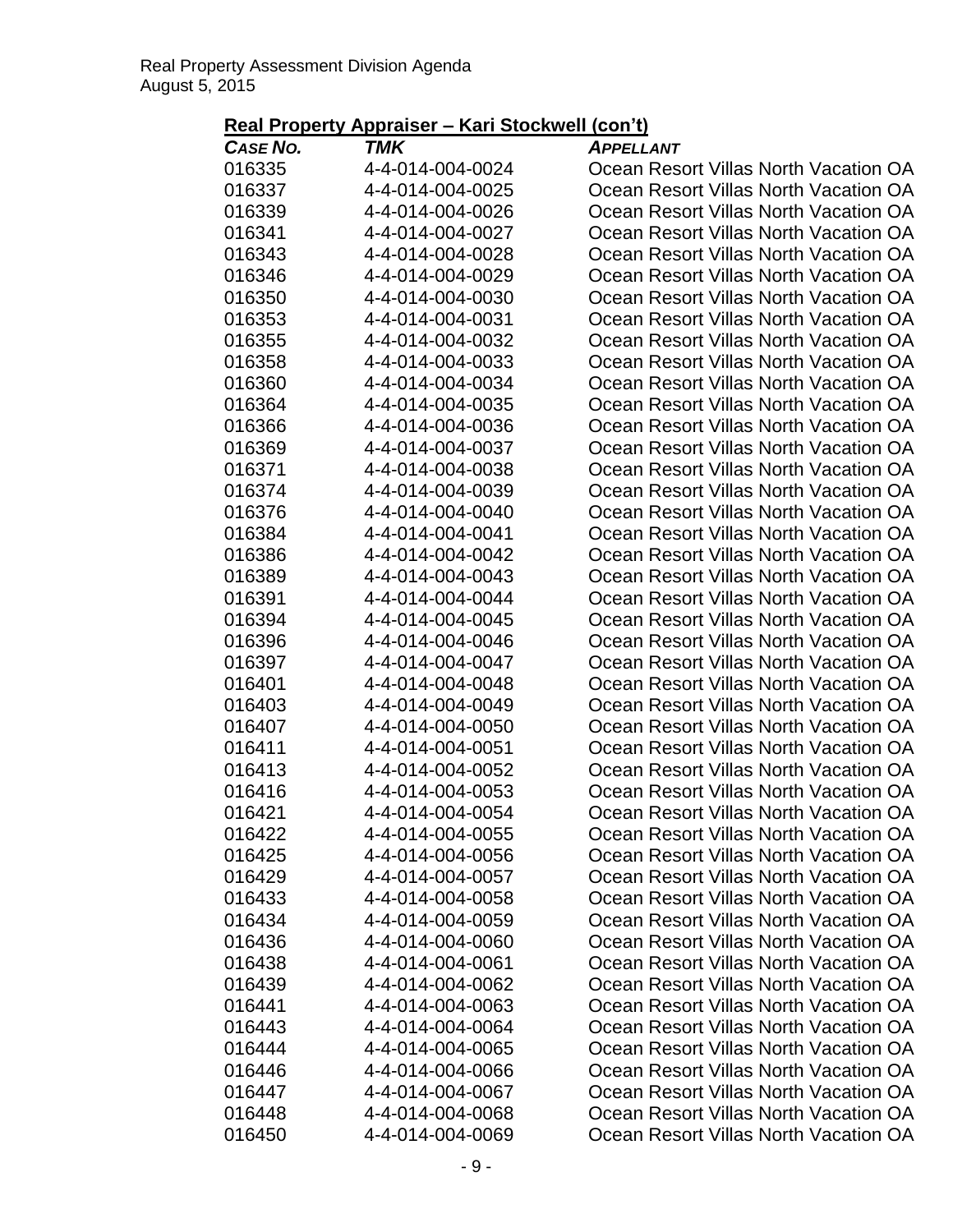## Real Property Appraiser – Kari Stockwell (con't)

| *CASE NO.* | *TMK* | *APPELLANT* |
|---|---|---|
| 016335 | 4-4-014-004-0024 | Ocean Resort Villas North Vacation OA |
| 016337 | 4-4-014-004-0025 | Ocean Resort Villas North Vacation OA |
| 016339 | 4-4-014-004-0026 | Ocean Resort Villas North Vacation OA |
| 016341 | 4-4-014-004-0027 | Ocean Resort Villas North Vacation OA |
| 016343 | 4-4-014-004-0028 | Ocean Resort Villas North Vacation OA |
| 016346 | 4-4-014-004-0029 | Ocean Resort Villas North Vacation OA |
| 016350 | 4-4-014-004-0030 | Ocean Resort Villas North Vacation OA |
| 016353 | 4-4-014-004-0031 | Ocean Resort Villas North Vacation OA |
| 016355 | 4-4-014-004-0032 | Ocean Resort Villas North Vacation OA |
| 016358 | 4-4-014-004-0033 | Ocean Resort Villas North Vacation OA |
| 016360 | 4-4-014-004-0034 | Ocean Resort Villas North Vacation OA |
| 016364 | 4-4-014-004-0035 | Ocean Resort Villas North Vacation OA |
| 016366 | 4-4-014-004-0036 | Ocean Resort Villas North Vacation OA |
| 016369 | 4-4-014-004-0037 | Ocean Resort Villas North Vacation OA |
| 016371 | 4-4-014-004-0038 | Ocean Resort Villas North Vacation OA |
| 016374 | 4-4-014-004-0039 | Ocean Resort Villas North Vacation OA |
| 016376 | 4-4-014-004-0040 | Ocean Resort Villas North Vacation OA |
| 016384 | 4-4-014-004-0041 | Ocean Resort Villas North Vacation OA |
| 016386 | 4-4-014-004-0042 | Ocean Resort Villas North Vacation OA |
| 016389 | 4-4-014-004-0043 | Ocean Resort Villas North Vacation OA |
| 016391 | 4-4-014-004-0044 | Ocean Resort Villas North Vacation OA |
| 016394 | 4-4-014-004-0045 | Ocean Resort Villas North Vacation OA |
| 016396 | 4-4-014-004-0046 | Ocean Resort Villas North Vacation OA |
| 016397 | 4-4-014-004-0047 | Ocean Resort Villas North Vacation OA |
| 016401 | 4-4-014-004-0048 | Ocean Resort Villas North Vacation OA |
| 016403 | 4-4-014-004-0049 | Ocean Resort Villas North Vacation OA |
| 016407 | 4-4-014-004-0050 | Ocean Resort Villas North Vacation OA |
| 016411 | 4-4-014-004-0051 | Ocean Resort Villas North Vacation OA |
| 016413 | 4-4-014-004-0052 | Ocean Resort Villas North Vacation OA |
| 016416 | 4-4-014-004-0053 | Ocean Resort Villas North Vacation OA |
| 016421 | 4-4-014-004-0054 | Ocean Resort Villas North Vacation OA |
| 016422 | 4-4-014-004-0055 | Ocean Resort Villas North Vacation OA |
| 016425 | 4-4-014-004-0056 | Ocean Resort Villas North Vacation OA |
| 016429 | 4-4-014-004-0057 | Ocean Resort Villas North Vacation OA |
| 016433 | 4-4-014-004-0058 | Ocean Resort Villas North Vacation OA |
| 016434 | 4-4-014-004-0059 | Ocean Resort Villas North Vacation OA |
| 016436 | 4-4-014-004-0060 | Ocean Resort Villas North Vacation OA |
| 016438 | 4-4-014-004-0061 | Ocean Resort Villas North Vacation OA |
| 016439 | 4-4-014-004-0062 | Ocean Resort Villas North Vacation OA |
| 016441 | 4-4-014-004-0063 | Ocean Resort Villas North Vacation OA |
| 016443 | 4-4-014-004-0064 | Ocean Resort Villas North Vacation OA |
| 016444 | 4-4-014-004-0065 | Ocean Resort Villas North Vacation OA |
| 016446 | 4-4-014-004-0066 | Ocean Resort Villas North Vacation OA |
| 016447 | 4-4-014-004-0067 | Ocean Resort Villas North Vacation OA |
| 016448 | 4-4-014-004-0068 | Ocean Resort Villas North Vacation OA |
| 016450 | 4-4-014-004-0069 | Ocean Resort Villas North Vacation OA |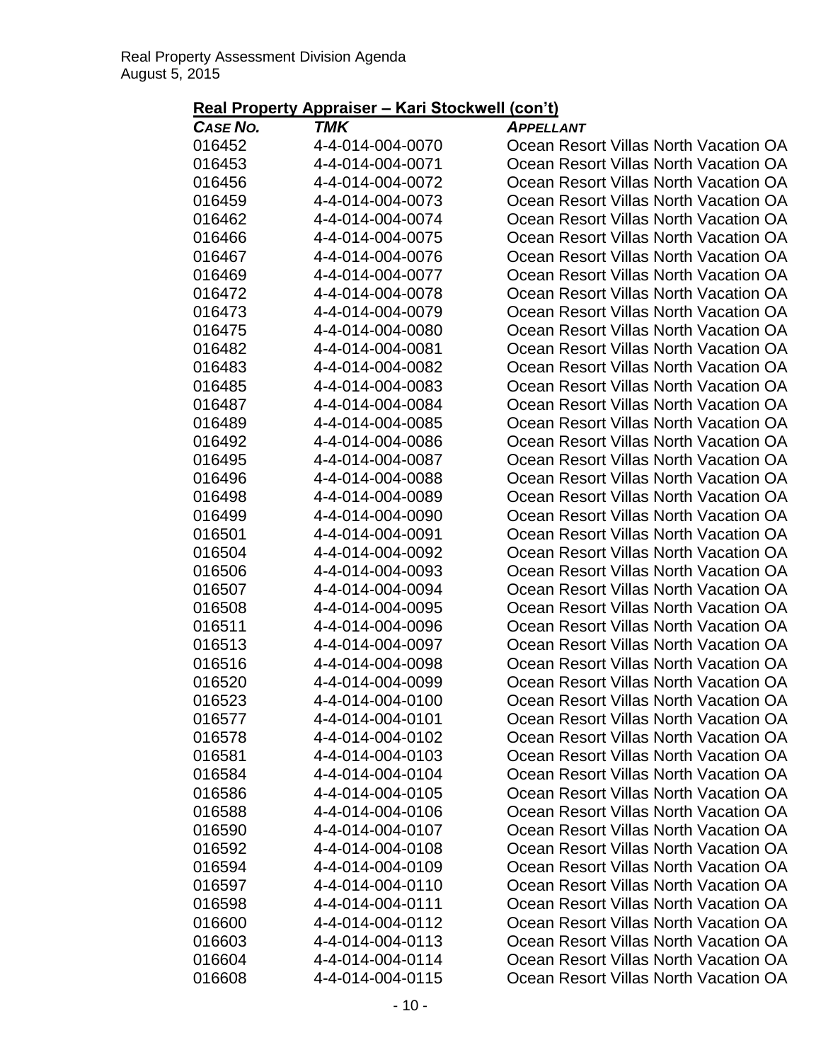## Real Property Appraiser – Kari Stockwell (con't)

| *CASE NO.* | *TMK* | *APPELLANT* |
|---|---|---|
| 016452 | 4-4-014-004-0070 | Ocean Resort Villas North Vacation OA |
| 016453 | 4-4-014-004-0071 | Ocean Resort Villas North Vacation OA |
| 016456 | 4-4-014-004-0072 | Ocean Resort Villas North Vacation OA |
| 016459 | 4-4-014-004-0073 | Ocean Resort Villas North Vacation OA |
| 016462 | 4-4-014-004-0074 | Ocean Resort Villas North Vacation OA |
| 016466 | 4-4-014-004-0075 | Ocean Resort Villas North Vacation OA |
| 016467 | 4-4-014-004-0076 | Ocean Resort Villas North Vacation OA |
| 016469 | 4-4-014-004-0077 | Ocean Resort Villas North Vacation OA |
| 016472 | 4-4-014-004-0078 | Ocean Resort Villas North Vacation OA |
| 016473 | 4-4-014-004-0079 | Ocean Resort Villas North Vacation OA |
| 016475 | 4-4-014-004-0080 | Ocean Resort Villas North Vacation OA |
| 016482 | 4-4-014-004-0081 | Ocean Resort Villas North Vacation OA |
| 016483 | 4-4-014-004-0082 | Ocean Resort Villas North Vacation OA |
| 016485 | 4-4-014-004-0083 | Ocean Resort Villas North Vacation OA |
| 016487 | 4-4-014-004-0084 | Ocean Resort Villas North Vacation OA |
| 016489 | 4-4-014-004-0085 | Ocean Resort Villas North Vacation OA |
| 016492 | 4-4-014-004-0086 | Ocean Resort Villas North Vacation OA |
| 016495 | 4-4-014-004-0087 | Ocean Resort Villas North Vacation OA |
| 016496 | 4-4-014-004-0088 | Ocean Resort Villas North Vacation OA |
| 016498 | 4-4-014-004-0089 | Ocean Resort Villas North Vacation OA |
| 016499 | 4-4-014-004-0090 | Ocean Resort Villas North Vacation OA |
| 016501 | 4-4-014-004-0091 | Ocean Resort Villas North Vacation OA |
| 016504 | 4-4-014-004-0092 | Ocean Resort Villas North Vacation OA |
| 016506 | 4-4-014-004-0093 | Ocean Resort Villas North Vacation OA |
| 016507 | 4-4-014-004-0094 | Ocean Resort Villas North Vacation OA |
| 016508 | 4-4-014-004-0095 | Ocean Resort Villas North Vacation OA |
| 016511 | 4-4-014-004-0096 | Ocean Resort Villas North Vacation OA |
| 016513 | 4-4-014-004-0097 | Ocean Resort Villas North Vacation OA |
| 016516 | 4-4-014-004-0098 | Ocean Resort Villas North Vacation OA |
| 016520 | 4-4-014-004-0099 | Ocean Resort Villas North Vacation OA |
| 016523 | 4-4-014-004-0100 | Ocean Resort Villas North Vacation OA |
| 016577 | 4-4-014-004-0101 | Ocean Resort Villas North Vacation OA |
| 016578 | 4-4-014-004-0102 | Ocean Resort Villas North Vacation OA |
| 016581 | 4-4-014-004-0103 | Ocean Resort Villas North Vacation OA |
| 016584 | 4-4-014-004-0104 | Ocean Resort Villas North Vacation OA |
| 016586 | 4-4-014-004-0105 | Ocean Resort Villas North Vacation OA |
| 016588 | 4-4-014-004-0106 | Ocean Resort Villas North Vacation OA |
| 016590 | 4-4-014-004-0107 | Ocean Resort Villas North Vacation OA |
| 016592 | 4-4-014-004-0108 | Ocean Resort Villas North Vacation OA |
| 016594 | 4-4-014-004-0109 | Ocean Resort Villas North Vacation OA |
| 016597 | 4-4-014-004-0110 | Ocean Resort Villas North Vacation OA |
| 016598 | 4-4-014-004-0111 | Ocean Resort Villas North Vacation OA |
| 016600 | 4-4-014-004-0112 | Ocean Resort Villas North Vacation OA |
| 016603 | 4-4-014-004-0113 | Ocean Resort Villas North Vacation OA |
| 016604 | 4-4-014-004-0114 | Ocean Resort Villas North Vacation OA |
| 016608 | 4-4-014-004-0115 | Ocean Resort Villas North Vacation OA |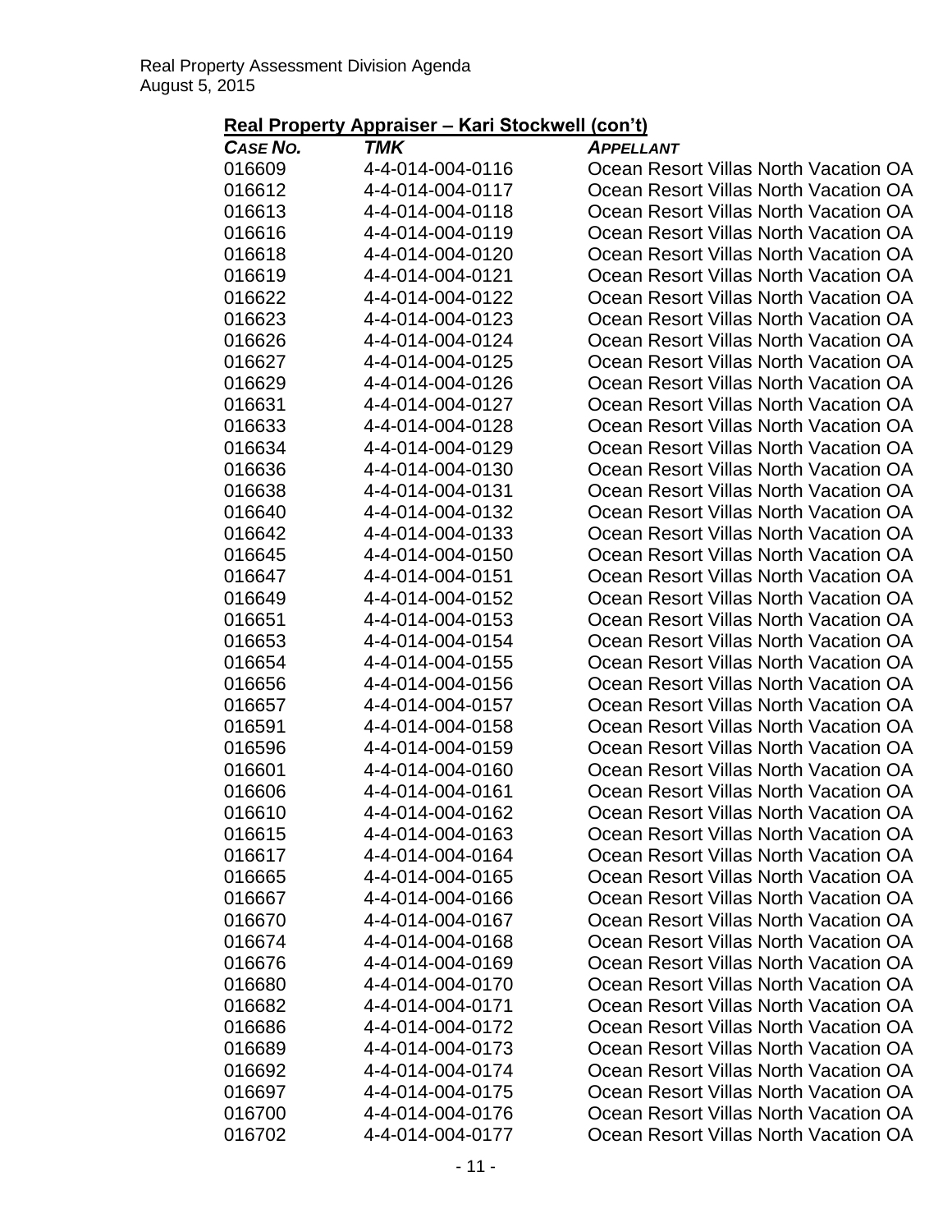## Real Property Appraiser – Kari Stockwell (con't)

| *CASE NO.* | *TMK* | *APPELLANT* |
|---|---|---|
| 016609 | 4-4-014-004-0116 | Ocean Resort Villas North Vacation OA |
| 016612 | 4-4-014-004-0117 | Ocean Resort Villas North Vacation OA |
| 016613 | 4-4-014-004-0118 | Ocean Resort Villas North Vacation OA |
| 016616 | 4-4-014-004-0119 | Ocean Resort Villas North Vacation OA |
| 016618 | 4-4-014-004-0120 | Ocean Resort Villas North Vacation OA |
| 016619 | 4-4-014-004-0121 | Ocean Resort Villas North Vacation OA |
| 016622 | 4-4-014-004-0122 | Ocean Resort Villas North Vacation OA |
| 016623 | 4-4-014-004-0123 | Ocean Resort Villas North Vacation OA |
| 016626 | 4-4-014-004-0124 | Ocean Resort Villas North Vacation OA |
| 016627 | 4-4-014-004-0125 | Ocean Resort Villas North Vacation OA |
| 016629 | 4-4-014-004-0126 | Ocean Resort Villas North Vacation OA |
| 016631 | 4-4-014-004-0127 | Ocean Resort Villas North Vacation OA |
| 016633 | 4-4-014-004-0128 | Ocean Resort Villas North Vacation OA |
| 016634 | 4-4-014-004-0129 | Ocean Resort Villas North Vacation OA |
| 016636 | 4-4-014-004-0130 | Ocean Resort Villas North Vacation OA |
| 016638 | 4-4-014-004-0131 | Ocean Resort Villas North Vacation OA |
| 016640 | 4-4-014-004-0132 | Ocean Resort Villas North Vacation OA |
| 016642 | 4-4-014-004-0133 | Ocean Resort Villas North Vacation OA |
| 016645 | 4-4-014-004-0150 | Ocean Resort Villas North Vacation OA |
| 016647 | 4-4-014-004-0151 | Ocean Resort Villas North Vacation OA |
| 016649 | 4-4-014-004-0152 | Ocean Resort Villas North Vacation OA |
| 016651 | 4-4-014-004-0153 | Ocean Resort Villas North Vacation OA |
| 016653 | 4-4-014-004-0154 | Ocean Resort Villas North Vacation OA |
| 016654 | 4-4-014-004-0155 | Ocean Resort Villas North Vacation OA |
| 016656 | 4-4-014-004-0156 | Ocean Resort Villas North Vacation OA |
| 016657 | 4-4-014-004-0157 | Ocean Resort Villas North Vacation OA |
| 016591 | 4-4-014-004-0158 | Ocean Resort Villas North Vacation OA |
| 016596 | 4-4-014-004-0159 | Ocean Resort Villas North Vacation OA |
| 016601 | 4-4-014-004-0160 | Ocean Resort Villas North Vacation OA |
| 016606 | 4-4-014-004-0161 | Ocean Resort Villas North Vacation OA |
| 016610 | 4-4-014-004-0162 | Ocean Resort Villas North Vacation OA |
| 016615 | 4-4-014-004-0163 | Ocean Resort Villas North Vacation OA |
| 016617 | 4-4-014-004-0164 | Ocean Resort Villas North Vacation OA |
| 016665 | 4-4-014-004-0165 | Ocean Resort Villas North Vacation OA |
| 016667 | 4-4-014-004-0166 | Ocean Resort Villas North Vacation OA |
| 016670 | 4-4-014-004-0167 | Ocean Resort Villas North Vacation OA |
| 016674 | 4-4-014-004-0168 | Ocean Resort Villas North Vacation OA |
| 016676 | 4-4-014-004-0169 | Ocean Resort Villas North Vacation OA |
| 016680 | 4-4-014-004-0170 | Ocean Resort Villas North Vacation OA |
| 016682 | 4-4-014-004-0171 | Ocean Resort Villas North Vacation OA |
| 016686 | 4-4-014-004-0172 | Ocean Resort Villas North Vacation OA |
| 016689 | 4-4-014-004-0173 | Ocean Resort Villas North Vacation OA |
| 016692 | 4-4-014-004-0174 | Ocean Resort Villas North Vacation OA |
| 016697 | 4-4-014-004-0175 | Ocean Resort Villas North Vacation OA |
| 016700 | 4-4-014-004-0176 | Ocean Resort Villas North Vacation OA |
| 016702 | 4-4-014-004-0177 | Ocean Resort Villas North Vacation OA |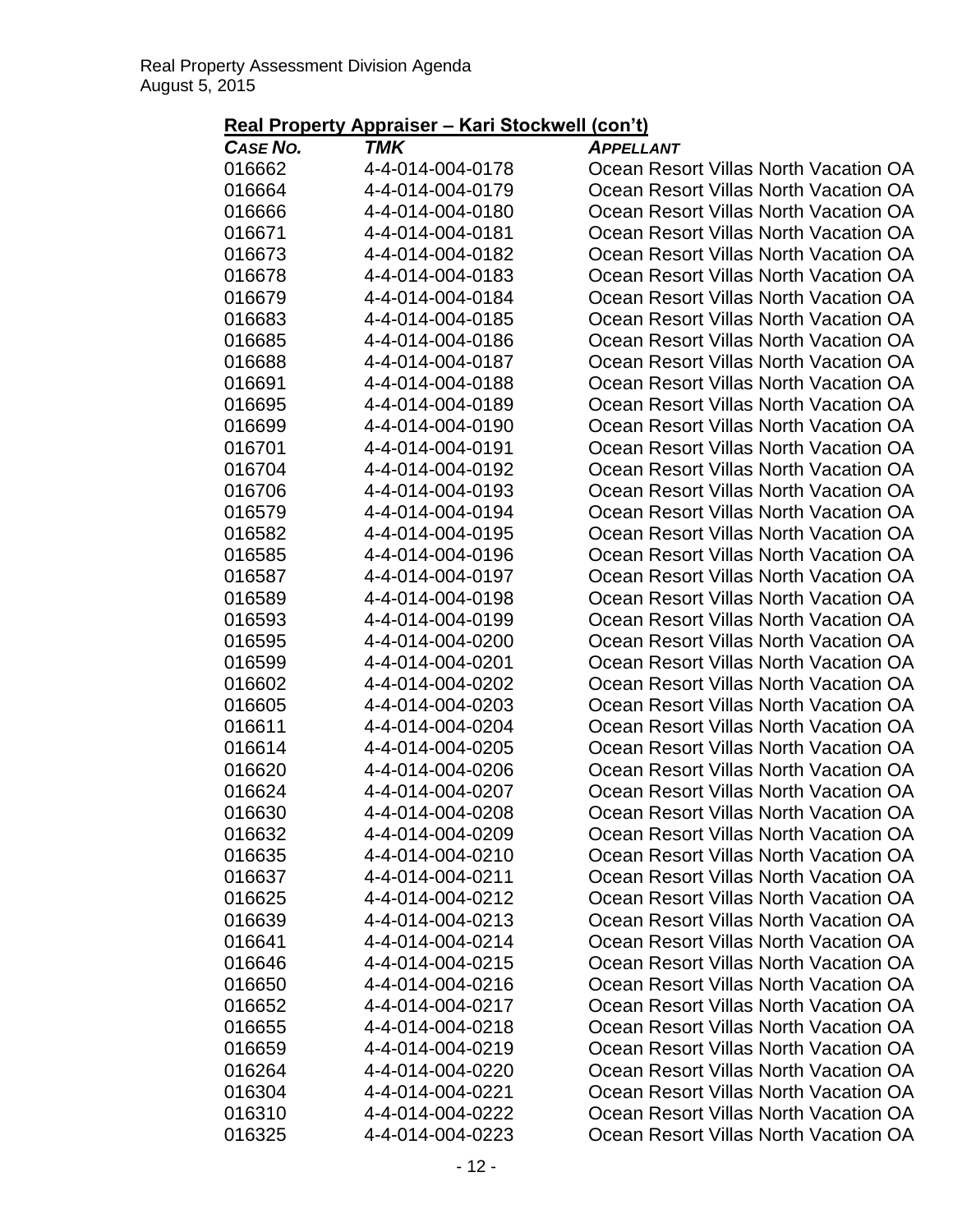## Real Property Appraiser – Kari Stockwell (con't)

| CASE NO. | TMK | APPELLANT |
|---|---|---|
| 016662 | 4-4-014-004-0178 | Ocean Resort Villas North Vacation OA |
| 016664 | 4-4-014-004-0179 | Ocean Resort Villas North Vacation OA |
| 016666 | 4-4-014-004-0180 | Ocean Resort Villas North Vacation OA |
| 016671 | 4-4-014-004-0181 | Ocean Resort Villas North Vacation OA |
| 016673 | 4-4-014-004-0182 | Ocean Resort Villas North Vacation OA |
| 016678 | 4-4-014-004-0183 | Ocean Resort Villas North Vacation OA |
| 016679 | 4-4-014-004-0184 | Ocean Resort Villas North Vacation OA |
| 016683 | 4-4-014-004-0185 | Ocean Resort Villas North Vacation OA |
| 016685 | 4-4-014-004-0186 | Ocean Resort Villas North Vacation OA |
| 016688 | 4-4-014-004-0187 | Ocean Resort Villas North Vacation OA |
| 016691 | 4-4-014-004-0188 | Ocean Resort Villas North Vacation OA |
| 016695 | 4-4-014-004-0189 | Ocean Resort Villas North Vacation OA |
| 016699 | 4-4-014-004-0190 | Ocean Resort Villas North Vacation OA |
| 016701 | 4-4-014-004-0191 | Ocean Resort Villas North Vacation OA |
| 016704 | 4-4-014-004-0192 | Ocean Resort Villas North Vacation OA |
| 016706 | 4-4-014-004-0193 | Ocean Resort Villas North Vacation OA |
| 016579 | 4-4-014-004-0194 | Ocean Resort Villas North Vacation OA |
| 016582 | 4-4-014-004-0195 | Ocean Resort Villas North Vacation OA |
| 016585 | 4-4-014-004-0196 | Ocean Resort Villas North Vacation OA |
| 016587 | 4-4-014-004-0197 | Ocean Resort Villas North Vacation OA |
| 016589 | 4-4-014-004-0198 | Ocean Resort Villas North Vacation OA |
| 016593 | 4-4-014-004-0199 | Ocean Resort Villas North Vacation OA |
| 016595 | 4-4-014-004-0200 | Ocean Resort Villas North Vacation OA |
| 016599 | 4-4-014-004-0201 | Ocean Resort Villas North Vacation OA |
| 016602 | 4-4-014-004-0202 | Ocean Resort Villas North Vacation OA |
| 016605 | 4-4-014-004-0203 | Ocean Resort Villas North Vacation OA |
| 016611 | 4-4-014-004-0204 | Ocean Resort Villas North Vacation OA |
| 016614 | 4-4-014-004-0205 | Ocean Resort Villas North Vacation OA |
| 016620 | 4-4-014-004-0206 | Ocean Resort Villas North Vacation OA |
| 016624 | 4-4-014-004-0207 | Ocean Resort Villas North Vacation OA |
| 016630 | 4-4-014-004-0208 | Ocean Resort Villas North Vacation OA |
| 016632 | 4-4-014-004-0209 | Ocean Resort Villas North Vacation OA |
| 016635 | 4-4-014-004-0210 | Ocean Resort Villas North Vacation OA |
| 016637 | 4-4-014-004-0211 | Ocean Resort Villas North Vacation OA |
| 016625 | 4-4-014-004-0212 | Ocean Resort Villas North Vacation OA |
| 016639 | 4-4-014-004-0213 | Ocean Resort Villas North Vacation OA |
| 016641 | 4-4-014-004-0214 | Ocean Resort Villas North Vacation OA |
| 016646 | 4-4-014-004-0215 | Ocean Resort Villas North Vacation OA |
| 016650 | 4-4-014-004-0216 | Ocean Resort Villas North Vacation OA |
| 016652 | 4-4-014-004-0217 | Ocean Resort Villas North Vacation OA |
| 016655 | 4-4-014-004-0218 | Ocean Resort Villas North Vacation OA |
| 016659 | 4-4-014-004-0219 | Ocean Resort Villas North Vacation OA |
| 016264 | 4-4-014-004-0220 | Ocean Resort Villas North Vacation OA |
| 016304 | 4-4-014-004-0221 | Ocean Resort Villas North Vacation OA |
| 016310 | 4-4-014-004-0222 | Ocean Resort Villas North Vacation OA |
| 016325 | 4-4-014-004-0223 | Ocean Resort Villas North Vacation OA |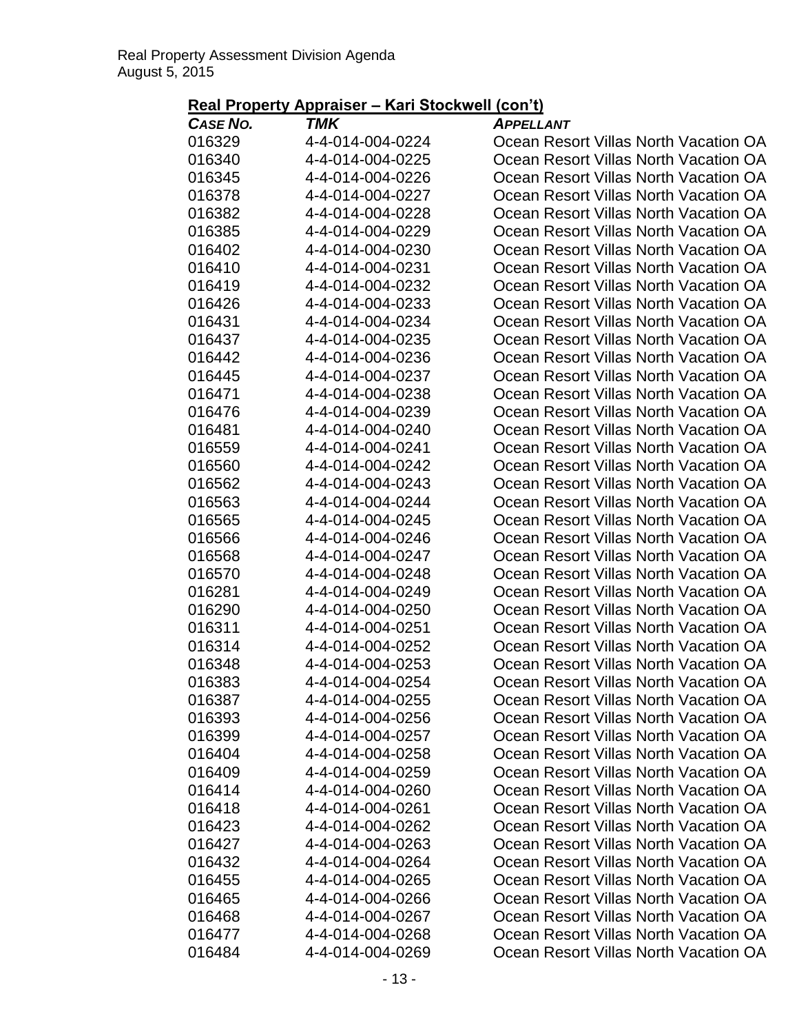Real Property Assessment Division Agenda
August 5, 2015

**Real Property Appraiser – Kari Stockwell (con't)**

| *CASE NO.* | *TMK* | *APPELLANT* |
|---|---|---|
| 016329 | 4-4-014-004-0224 | Ocean Resort Villas North Vacation OA |
| 016340 | 4-4-014-004-0225 | Ocean Resort Villas North Vacation OA |
| 016345 | 4-4-014-004-0226 | Ocean Resort Villas North Vacation OA |
| 016378 | 4-4-014-004-0227 | Ocean Resort Villas North Vacation OA |
| 016382 | 4-4-014-004-0228 | Ocean Resort Villas North Vacation OA |
| 016385 | 4-4-014-004-0229 | Ocean Resort Villas North Vacation OA |
| 016402 | 4-4-014-004-0230 | Ocean Resort Villas North Vacation OA |
| 016410 | 4-4-014-004-0231 | Ocean Resort Villas North Vacation OA |
| 016419 | 4-4-014-004-0232 | Ocean Resort Villas North Vacation OA |
| 016426 | 4-4-014-004-0233 | Ocean Resort Villas North Vacation OA |
| 016431 | 4-4-014-004-0234 | Ocean Resort Villas North Vacation OA |
| 016437 | 4-4-014-004-0235 | Ocean Resort Villas North Vacation OA |
| 016442 | 4-4-014-004-0236 | Ocean Resort Villas North Vacation OA |
| 016445 | 4-4-014-004-0237 | Ocean Resort Villas North Vacation OA |
| 016471 | 4-4-014-004-0238 | Ocean Resort Villas North Vacation OA |
| 016476 | 4-4-014-004-0239 | Ocean Resort Villas North Vacation OA |
| 016481 | 4-4-014-004-0240 | Ocean Resort Villas North Vacation OA |
| 016559 | 4-4-014-004-0241 | Ocean Resort Villas North Vacation OA |
| 016560 | 4-4-014-004-0242 | Ocean Resort Villas North Vacation OA |
| 016562 | 4-4-014-004-0243 | Ocean Resort Villas North Vacation OA |
| 016563 | 4-4-014-004-0244 | Ocean Resort Villas North Vacation OA |
| 016565 | 4-4-014-004-0245 | Ocean Resort Villas North Vacation OA |
| 016566 | 4-4-014-004-0246 | Ocean Resort Villas North Vacation OA |
| 016568 | 4-4-014-004-0247 | Ocean Resort Villas North Vacation OA |
| 016570 | 4-4-014-004-0248 | Ocean Resort Villas North Vacation OA |
| 016281 | 4-4-014-004-0249 | Ocean Resort Villas North Vacation OA |
| 016290 | 4-4-014-004-0250 | Ocean Resort Villas North Vacation OA |
| 016311 | 4-4-014-004-0251 | Ocean Resort Villas North Vacation OA |
| 016314 | 4-4-014-004-0252 | Ocean Resort Villas North Vacation OA |
| 016348 | 4-4-014-004-0253 | Ocean Resort Villas North Vacation OA |
| 016383 | 4-4-014-004-0254 | Ocean Resort Villas North Vacation OA |
| 016387 | 4-4-014-004-0255 | Ocean Resort Villas North Vacation OA |
| 016393 | 4-4-014-004-0256 | Ocean Resort Villas North Vacation OA |
| 016399 | 4-4-014-004-0257 | Ocean Resort Villas North Vacation OA |
| 016404 | 4-4-014-004-0258 | Ocean Resort Villas North Vacation OA |
| 016409 | 4-4-014-004-0259 | Ocean Resort Villas North Vacation OA |
| 016414 | 4-4-014-004-0260 | Ocean Resort Villas North Vacation OA |
| 016418 | 4-4-014-004-0261 | Ocean Resort Villas North Vacation OA |
| 016423 | 4-4-014-004-0262 | Ocean Resort Villas North Vacation OA |
| 016427 | 4-4-014-004-0263 | Ocean Resort Villas North Vacation OA |
| 016432 | 4-4-014-004-0264 | Ocean Resort Villas North Vacation OA |
| 016455 | 4-4-014-004-0265 | Ocean Resort Villas North Vacation OA |
| 016465 | 4-4-014-004-0266 | Ocean Resort Villas North Vacation OA |
| 016468 | 4-4-014-004-0267 | Ocean Resort Villas North Vacation OA |
| 016477 | 4-4-014-004-0268 | Ocean Resort Villas North Vacation OA |
| 016484 | 4-4-014-004-0269 | Ocean Resort Villas North Vacation OA |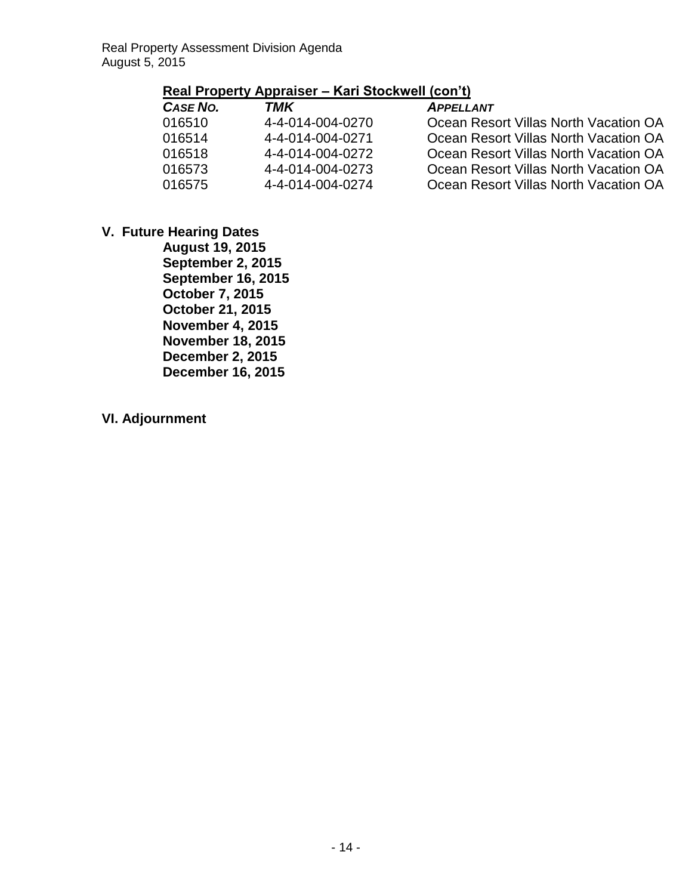**Real Property Appraiser – Kari Stockwell (con't)**

| *CASE NO.* | *TMK* | *APPELLANT* |
|---|---|---|
| 016510 | 4-4-014-004-0270 | Ocean Resort Villas North Vacation OA |
| 016514 | 4-4-014-004-0271 | Ocean Resort Villas North Vacation OA |
| 016518 | 4-4-014-004-0272 | Ocean Resort Villas North Vacation OA |
| 016573 | 4-4-014-004-0273 | Ocean Resort Villas North Vacation OA |
| 016575 | 4-4-014-004-0274 | Ocean Resort Villas North Vacation OA |

## V. Future Hearing Dates

**August 19, 2015**
**September 2, 2015**
**September 16, 2015**
**October 7, 2015**
**October 21, 2015**
**November 4, 2015**
**November 18, 2015**
**December 2, 2015**
**December 16, 2015**

## VI. Adjournment